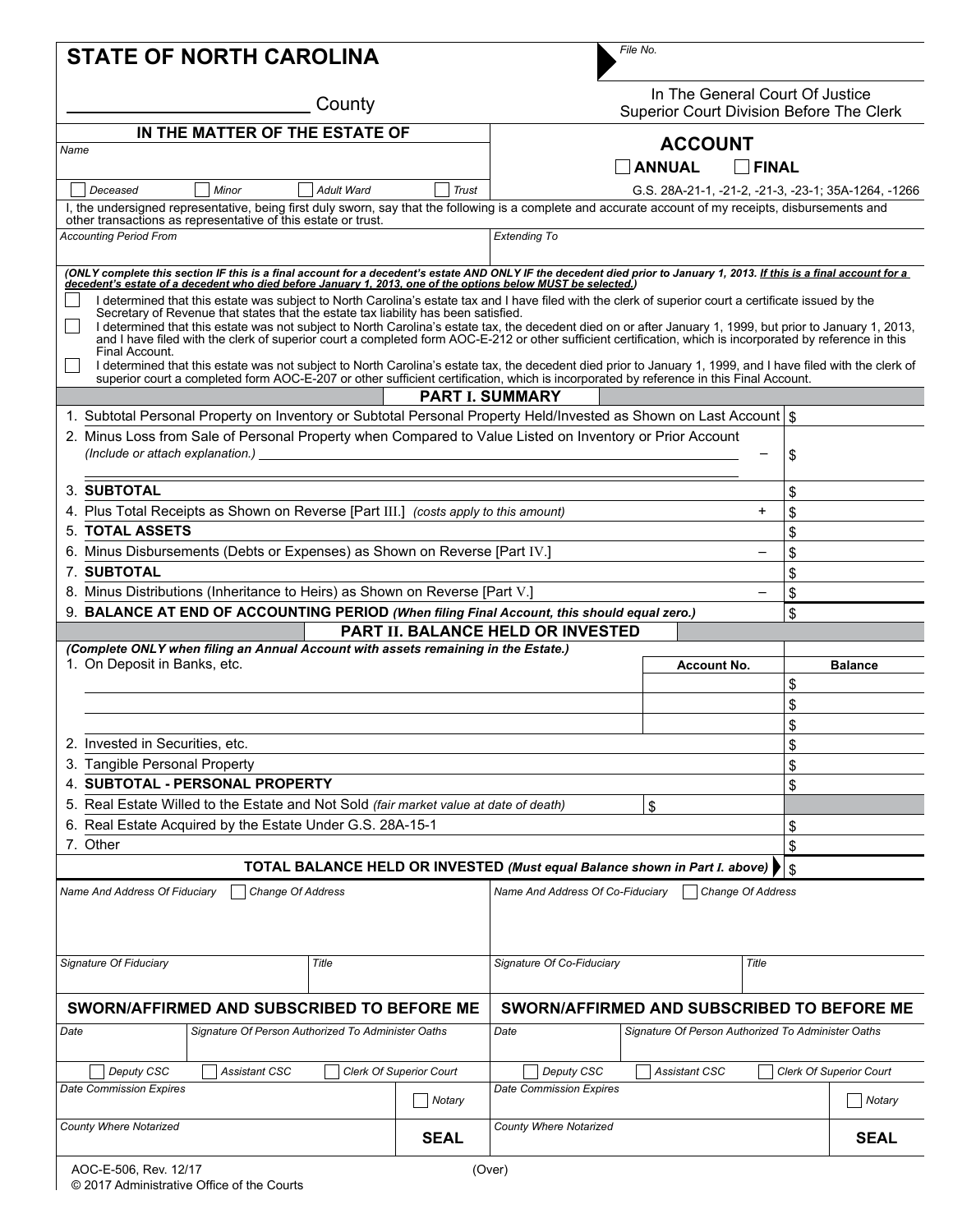# STATE OF NORTH CAROLINA

File No.

\_\_\_\_\_\_\_\_\_\_\_\_\_\_\_\_\_\_\_\_ County

In The General Court Of Justice
Superior Court Division Before The Clerk

## IN THE MATTER OF THE ESTATE OF

Name

☐ Deceased ☐ Minor ☐ Adult Ward ☐ Trust

## ACCOUNT

☐ **ANNUAL** ☐ **FINAL**

G.S. 28A-21-1, -21-2, -21-3, -23-1; 35A-1264, -1266

I, the undersigned representative, being first duly sworn, say that the following is a complete and accurate account of my receipts, disbursements and other transactions as representative of this estate or trust.

| Accounting Period From | Extending To |
|---|---|
| | |

***(ONLY complete this section IF this is a final account for a decedent's estate AND ONLY IF the decedent died prior to January 1, 2013. If this is a final account for a decedent's estate of a decedent who died before January 1, 2013, one of the options below MUST be selected.)***

☐ I determined that this estate was subject to North Carolina's estate tax and I have filed with the clerk of superior court a certificate issued by the Secretary of Revenue that states that the estate tax liability has been satisfied.

☐ I determined that this estate was not subject to North Carolina's estate tax, the decedent died on or after January 1, 1999, but prior to January 1, 2013, and I have filed with the clerk of superior court a completed form AOC-E-212 or other sufficient certification, which is incorporated by reference in this Final Account.

☐ I determined that this estate was not subject to North Carolina's estate tax, the decedent died prior to January 1, 1999, and I have filed with the clerk of superior court a completed form AOC-E-207 or other sufficient certification, which is incorporated by reference in this Final Account.

## PART I. SUMMARY

| | | |
|---|---|---|
| 1. Subtotal Personal Property on Inventory or Subtotal Personal Property Held/Invested as Shown on Last Account | | $ |
| 2. Minus Loss from Sale of Personal Property when Compared to Value Listed on Inventory or Prior Account *(Include or attach explanation.)* | – | $ |
| 3. **SUBTOTAL** | | $ |
| 4. Plus Total Receipts as Shown on Reverse [Part III.] *(costs apply to this amount)* | + | $ |
| 5. **TOTAL ASSETS** | | $ |
| 6. Minus Disbursements (Debts or Expenses) as Shown on Reverse [Part IV.] | – | $ |
| 7. **SUBTOTAL** | | $ |
| 8. Minus Distributions (Inheritance to Heirs) as Shown on Reverse [Part V.] | – | $ |
| 9. **BALANCE AT END OF ACCOUNTING PERIOD** *(When filing Final Account, this should equal zero.)* | | $ |

## PART II. BALANCE HELD OR INVESTED

***(Complete ONLY when filing an Annual Account with assets remaining in the Estate.)***

| | Account No. | Balance |
|---|---|---|
| 1. On Deposit in Banks, etc. | | $ |
| | | $ |
| | | $ |
| 2. Invested in Securities, etc. | | $ |
| 3. Tangible Personal Property | | $ |
| 4. **SUBTOTAL - PERSONAL PROPERTY** | | $ |
| 5. Real Estate Willed to the Estate and Not Sold *(fair market value at date of death)* | $ | |
| 6. Real Estate Acquired by the Estate Under G.S. 28A-15-1 | | $ |
| 7. Other | | $ |
| **TOTAL BALANCE HELD OR INVESTED** *(Must equal Balance shown in Part I. above)* | | $ |

| Name And Address Of Fiduciary ☐ Change Of Address | Name And Address Of Co-Fiduciary ☐ Change Of Address |
|---|---|
| | |

| Signature Of Fiduciary | Title | Signature Of Co-Fiduciary | Title |
|---|---|---|---|
| | | | |

| SWORN/AFFIRMED AND SUBSCRIBED TO BEFORE ME | SWORN/AFFIRMED AND SUBSCRIBED TO BEFORE ME |
|---|---|
| Date / Signature Of Person Authorized To Administer Oaths | Date / Signature Of Person Authorized To Administer Oaths |
| ☐ Deputy CSC ☐ Assistant CSC ☐ Clerk Of Superior Court | ☐ Deputy CSC ☐ Assistant CSC ☐ Clerk Of Superior Court |
| Date Commission Expires ☐ Notary | Date Commission Expires ☐ Notary |
| County Where Notarized **SEAL** | County Where Notarized **SEAL** |

AOC-E-506, Rev. 12/17
© 2017 Administrative Office of the Courts

(Over)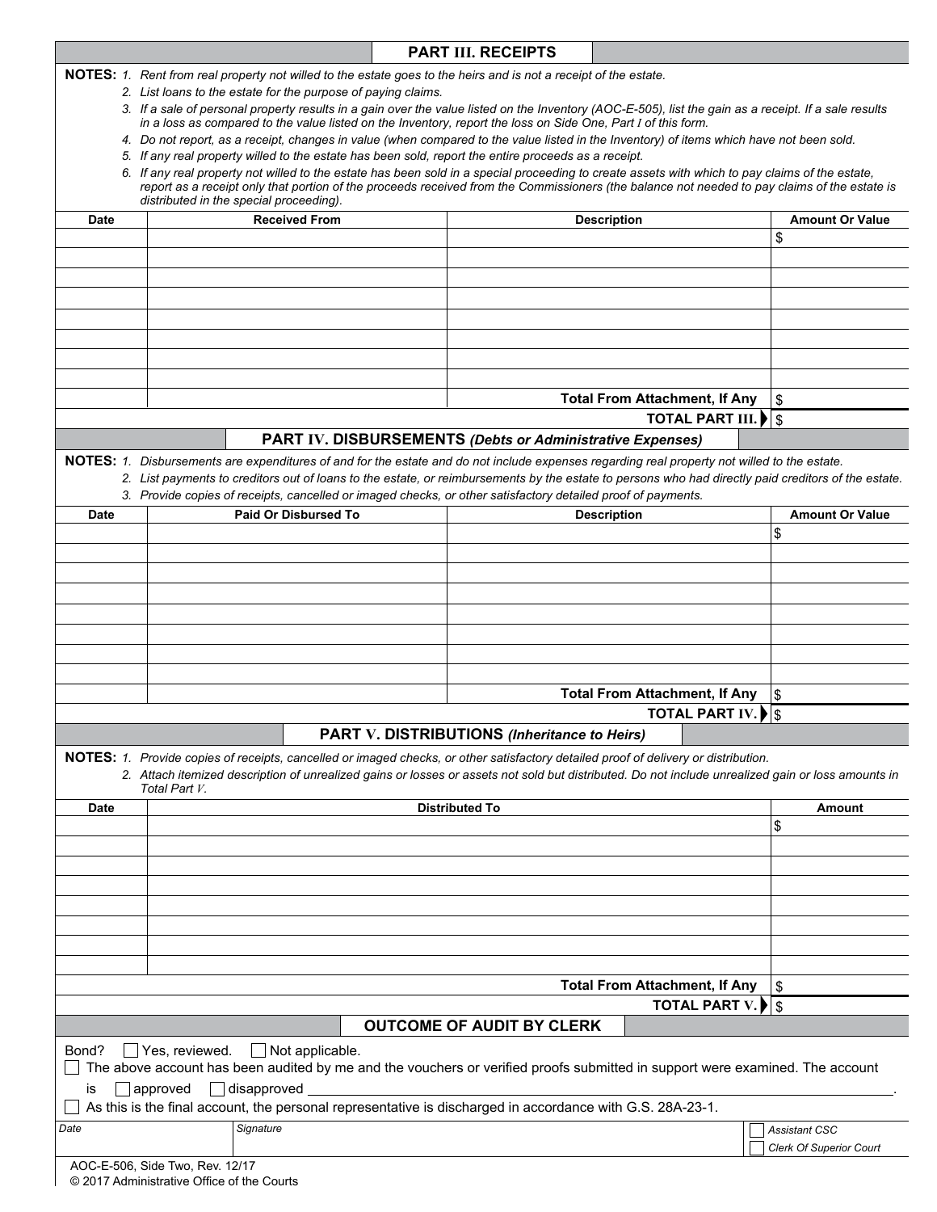## PART III. RECEIPTS

**NOTES:** *1. Rent from real property not willed to the estate goes to the heirs and is not a receipt of the estate.*
*2. List loans to the estate for the purpose of paying claims.*
*3. If a sale of personal property results in a gain over the value listed on the Inventory (AOC-E-505), list the gain as a receipt. If a sale results in a loss as compared to the value listed on the Inventory, report the loss on Side One, Part I of this form.*
*4. Do not report, as a receipt, changes in value (when compared to the value listed in the Inventory) of items which have not been sold.*
*5. If any real property willed to the estate has been sold, report the entire proceeds as a receipt.*
*6. If any real property not willed to the estate has been sold in a special proceeding to create assets with which to pay claims of the estate, report as a receipt only that portion of the proceeds received from the Commissioners (the balance not needed to pay claims of the estate is distributed in the special proceeding).*

| Date | Received From | Description | Amount Or Value |
|---|---|---|---|
| | | | $ |
| | | | |
| | | | |
| | | | |
| | | | |
| | | | |
| | | | |
| | | | |
| | | **Total From Attachment, If Any** | $ |
| | | **TOTAL PART III.** | $ |

## PART IV. DISBURSEMENTS *(Debts or Administrative Expenses)*

**NOTES:** *1. Disbursements are expenditures of and for the estate and do not include expenses regarding real property not willed to the estate.*
*2. List payments to creditors out of loans to the estate, or reimbursements by the estate to persons who had directly paid creditors of the estate.*
*3. Provide copies of receipts, cancelled or imaged checks, or other satisfactory detailed proof of payments.*

| Date | Paid Or Disbursed To | Description | Amount Or Value |
|---|---|---|---|
| | | | $ |
| | | | |
| | | | |
| | | | |
| | | | |
| | | | |
| | | | |
| | | | |
| | | **Total From Attachment, If Any** | $ |
| | | **TOTAL PART IV.** | $ |

## PART V. DISTRIBUTIONS *(Inheritance to Heirs)*

**NOTES:** *1. Provide copies of receipts, cancelled or imaged checks, or other satisfactory detailed proof of delivery or distribution.*
*2. Attach itemized description of unrealized gains or losses or assets not sold but distributed. Do not include unrealized gain or loss amounts in Total Part V.*

| Date | Distributed To | Amount |
|---|---|---|
| | | $ |
| | | |
| | | |
| | | |
| | | |
| | | |
| | | |
| | | |
| | **Total From Attachment, If Any** | $ |
| | **TOTAL PART V.** | $ |

## OUTCOME OF AUDIT BY CLERK

Bond? ☐ Yes, reviewed. ☐ Not applicable.

☐ The above account has been audited by me and the vouchers or verified proofs submitted in support were examined. The account is ☐ approved ☐ disapproved ________________________________________.

☐ As this is the final account, the personal representative is discharged in accordance with G.S. 28A-23-1.

| Date | Signature | |
|---|---|---|
| | | ☐ Assistant CSC<br>☐ Clerk Of Superior Court |

AOC-E-506, Side Two, Rev. 12/17
© 2017 Administrative Office of the Courts